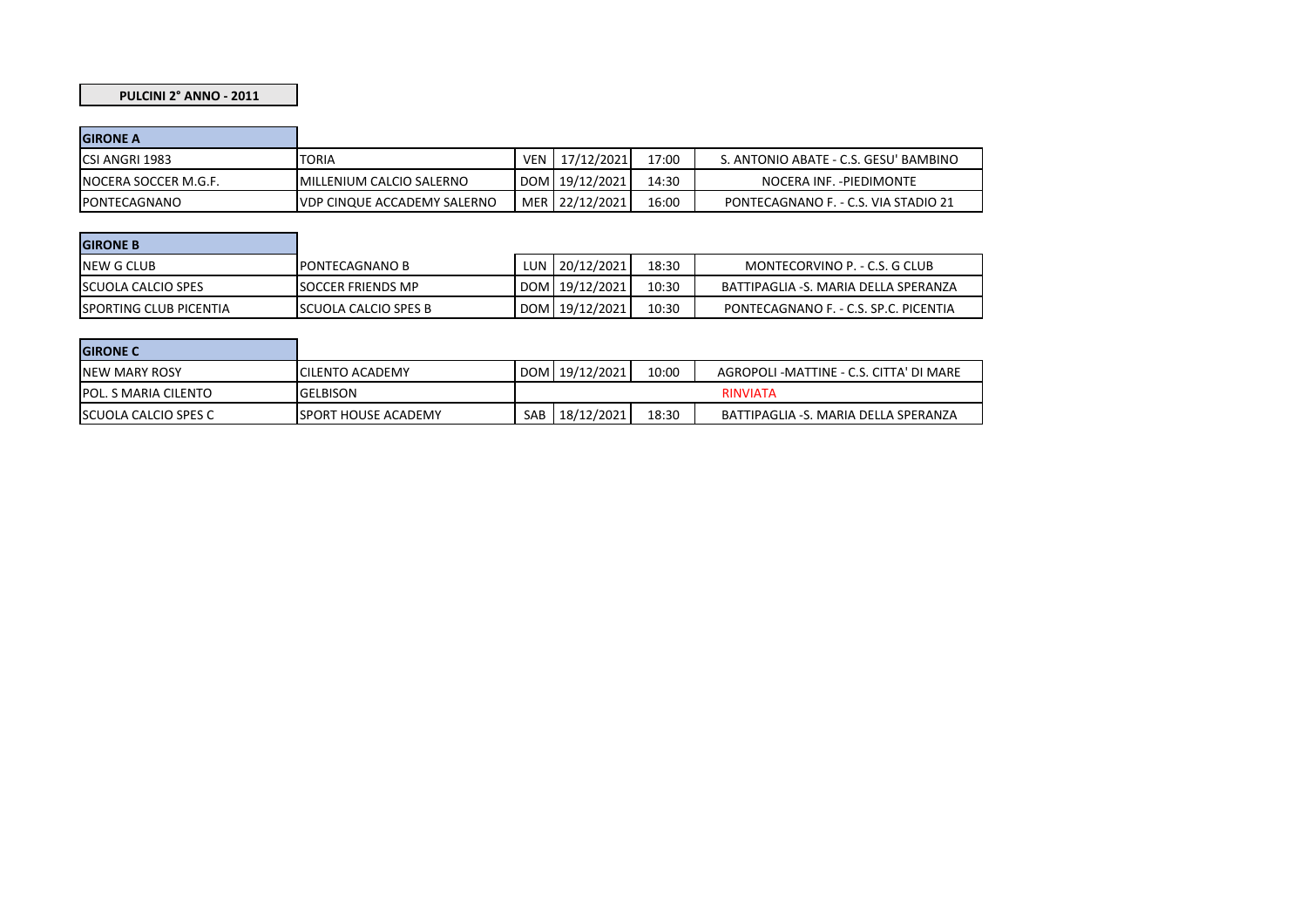**PULCINI 2° ANNO - 2011**

| GIRONE A | | | | | |
|---|---|---|---|---|---|
| CSI ANGRI 1983 | TORIA | VEN | 17/12/2021 | 17:00 | S. ANTONIO ABATE - C.S. GESU' BAMBINO |
| NOCERA SOCCER M.G.F. | MILLENIUM CALCIO SALERNO | DOM | 19/12/2021 | 14:30 | NOCERA INF. -PIEDIMONTE |
| PONTECAGNANO | VDP CINQUE ACCADEMY SALERNO | MER | 22/12/2021 | 16:00 | PONTECAGNANO F. - C.S. VIA STADIO 21 |

| GIRONE B | | | | | |
|---|---|---|---|---|---|
| NEW G CLUB | PONTECAGNANO B | LUN | 20/12/2021 | 18:30 | MONTECORVINO P. - C.S. G CLUB |
| SCUOLA CALCIO SPES | SOCCER FRIENDS MP | DOM | 19/12/2021 | 10:30 | BATTIPAGLIA -S. MARIA DELLA SPERANZA |
| SPORTING CLUB PICENTIA | SCUOLA CALCIO SPES B | DOM | 19/12/2021 | 10:30 | PONTECAGNANO F. - C.S. SP.C. PICENTIA |

| GIRONE C | | | | | |
|---|---|---|---|---|---|
| NEW MARY ROSY | CILENTO ACADEMY | DOM | 19/12/2021 | 10:00 | AGROPOLI -MATTINE - C.S. CITTA' DI MARE |
| POL. S MARIA CILENTO | GELBISON | RINVIATA | | | |
| SCUOLA CALCIO SPES C | SPORT HOUSE ACADEMY | SAB | 18/12/2021 | 18:30 | BATTIPAGLIA -S. MARIA DELLA SPERANZA |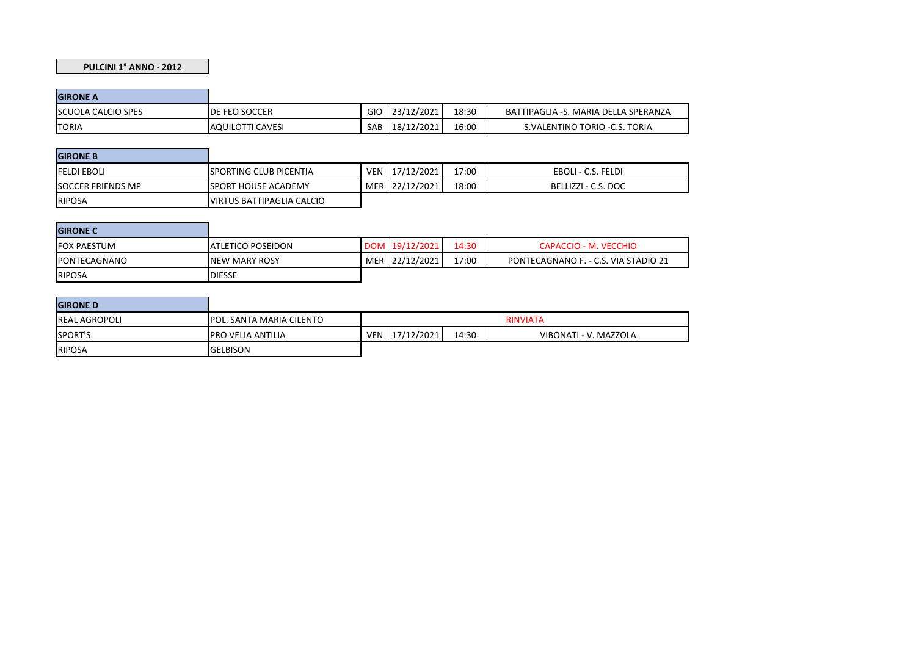**PULCINI 1° ANNO - 2012**

| GIRONE A | | | | | |
|---|---|---|---|---|---|
| SCUOLA CALCIO SPES | DE FEO SOCCER | GIO | 23/12/2021 | 18:30 | BATTIPAGLIA -S. MARIA DELLA SPERANZA |
| TORIA | AQUILOTTI CAVESI | SAB | 18/12/2021 | 16:00 | S.VALENTINO TORIO -C.S. TORIA |

| GIRONE B | | | | | |
|---|---|---|---|---|---|
| FELDI EBOLI | SPORTING CLUB PICENTIA | VEN | 17/12/2021 | 17:00 | EBOLI - C.S. FELDI |
| SOCCER FRIENDS MP | SPORT HOUSE ACADEMY | MER | 22/12/2021 | 18:00 | BELLIZZI - C.S. DOC |
| RIPOSA | VIRTUS BATTIPAGLIA CALCIO | | | | |

| GIRONE C | | | | | |
|---|---|---|---|---|---|
| FOX PAESTUM | ATLETICO POSEIDON | DOM | 19/12/2021 | 14:30 | CAPACCIO - M. VECCHIO |
| PONTECAGNANO | NEW MARY ROSY | MER | 22/12/2021 | 17:00 | PONTECAGNANO F. - C.S. VIA STADIO 21 |
| RIPOSA | DIESSE | | | | |

| GIRONE D | | | | | |
|---|---|---|---|---|---|
| REAL AGROPOLI | POL. SANTA MARIA CILENTO | RINVIATA | | | |
| SPORT'S | PRO VELIA ANTILIA | VEN | 17/12/2021 | 14:30 | VIBONATI - V. MAZZOLA |
| RIPOSA | GELBISON | | | | |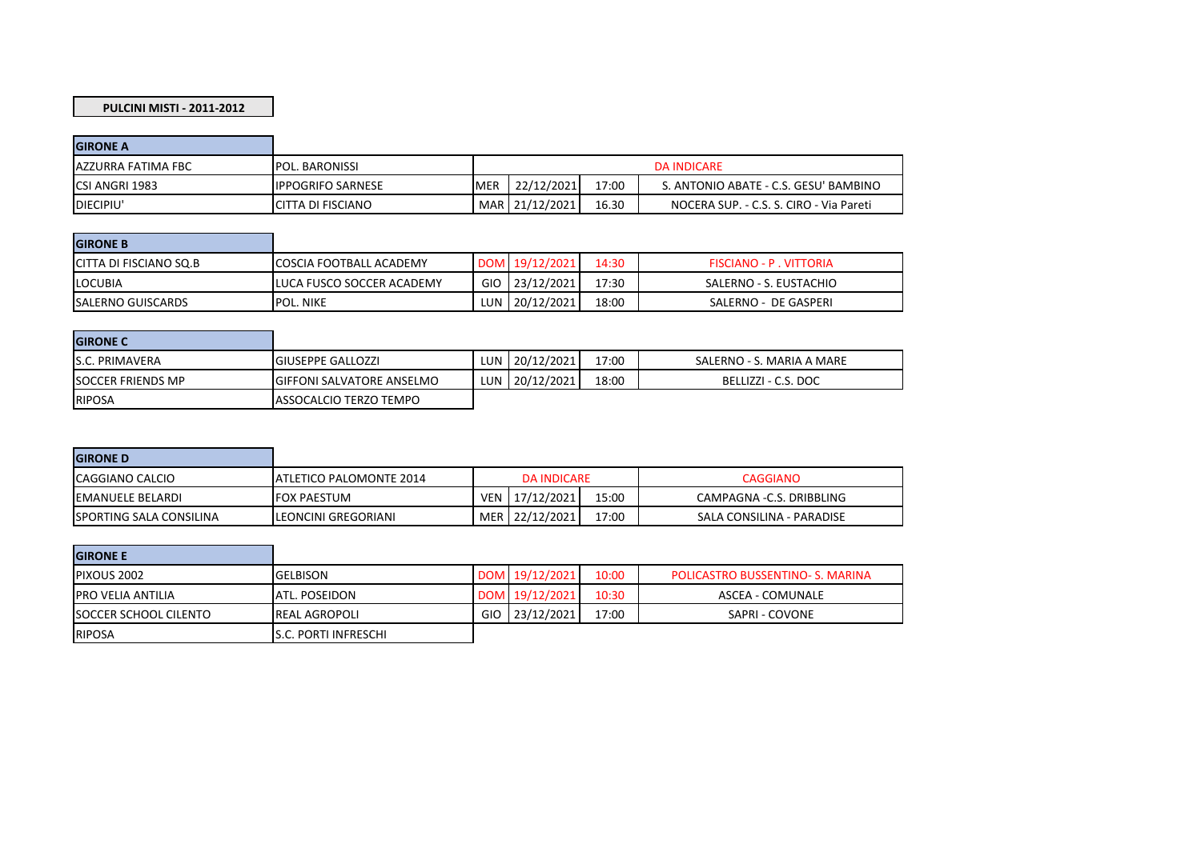**PULCINI MISTI - 2011-2012**

**GIRONE A**

| | | | | | |
|---|---|---|---|---|---|
| AZZURRA FATIMA FBC | POL. BARONISSI | DA INDICARE | | | |
| CSI ANGRI 1983 | IPPOGRIFO SARNESE | MER | 22/12/2021 | 17:00 | S. ANTONIO ABATE - C.S. GESU' BAMBINO |
| DIECIPIU' | CITTA DI FISCIANO | MAR | 21/12/2021 | 16.30 | NOCERA SUP. - C.S. S. CIRO - Via Pareti |

**GIRONE B**

| | | | | | |
|---|---|---|---|---|---|
| CITTA DI FISCIANO SQ.B | COSCIA FOOTBALL ACADEMY | DOM | 19/12/2021 | 14:30 | FISCIANO - P . VITTORIA |
| LOCUBIA | LUCA FUSCO SOCCER ACADEMY | GIO | 23/12/2021 | 17:30 | SALERNO - S. EUSTACHIO |
| SALERNO GUISCARDS | POL. NIKE | LUN | 20/12/2021 | 18:00 | SALERNO - DE GASPERI |

**GIRONE C**

| | | | | | |
|---|---|---|---|---|---|
| S.C. PRIMAVERA | GIUSEPPE GALLOZZI | LUN | 20/12/2021 | 17:00 | SALERNO - S. MARIA A MARE |
| SOCCER FRIENDS MP | GIFFONI SALVATORE ANSELMO | LUN | 20/12/2021 | 18:00 | BELLIZZI - C.S. DOC |
| RIPOSA | ASSOCALCIO TERZO TEMPO | | | | |

**GIRONE D**

| | | | | | |
|---|---|---|---|---|---|
| CAGGIANO CALCIO | ATLETICO PALOMONTE 2014 | DA INDICARE | | | CAGGIANO |
| EMANUELE BELARDI | FOX PAESTUM | VEN | 17/12/2021 | 15:00 | CAMPAGNA -C.S. DRIBBLING |
| SPORTING SALA CONSILINA | LEONCINI GREGORIANI | MER | 22/12/2021 | 17:00 | SALA CONSILINA - PARADISE |

**GIRONE E**

| | | | | | |
|---|---|---|---|---|---|
| PIXOUS 2002 | GELBISON | DOM | 19/12/2021 | 10:00 | POLICASTRO BUSSENTINO- S. MARINA |
| PRO VELIA ANTILIA | ATL. POSEIDON | DOM | 19/12/2021 | 10:30 | ASCEA - COMUNALE |
| SOCCER SCHOOL CILENTO | REAL AGROPOLI | GIO | 23/12/2021 | 17:00 | SAPRI - COVONE |
| RIPOSA | S.C. PORTI INFRESCHI | | | | |